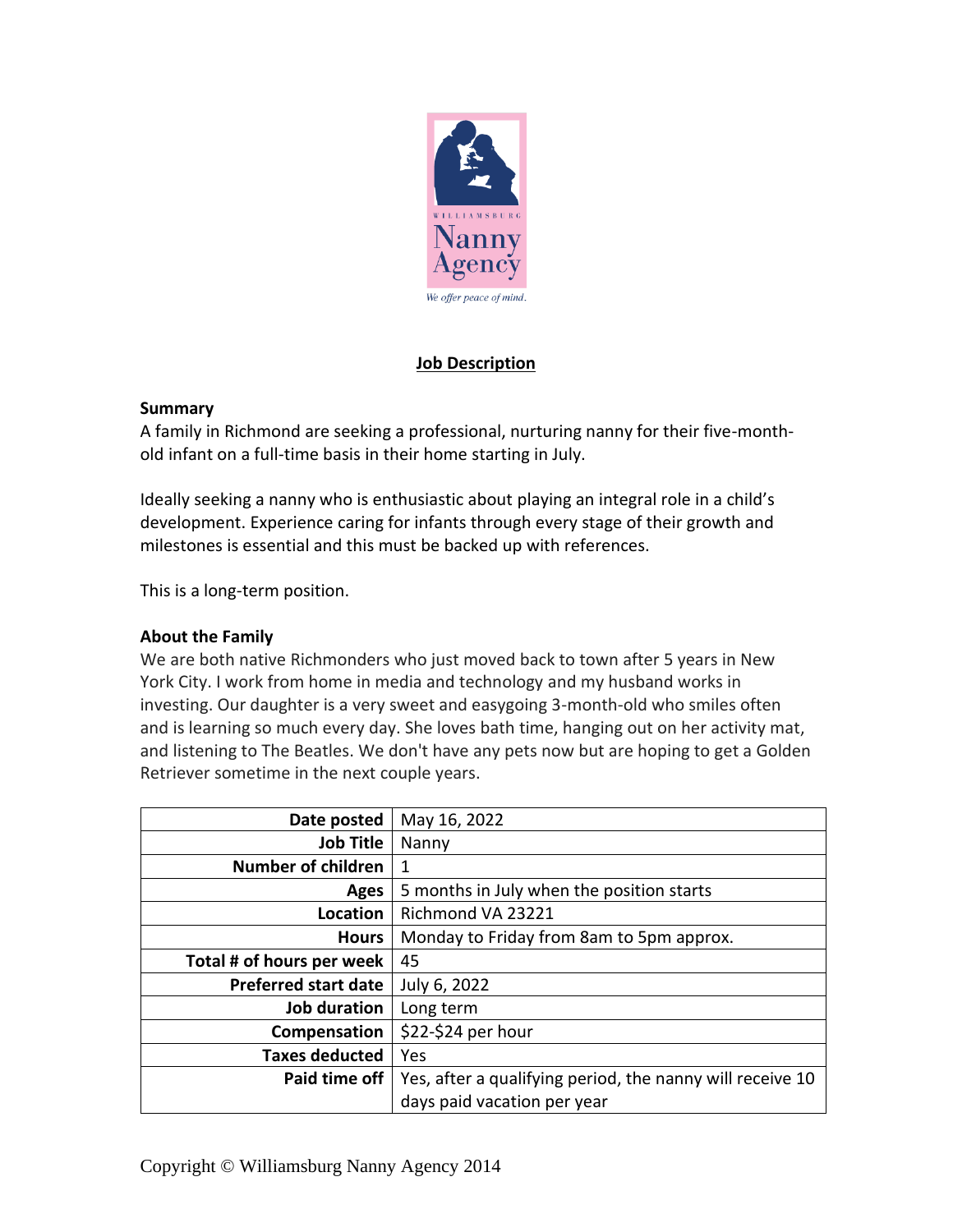WILLIAMSBURG Nanny Agency

*We offer peace of mind.*

**Job Description**

**Summary**

A family in Richmond are seeking a professional, nurturing nanny for their five-month-old infant on a full-time basis in their home starting in July.

Ideally seeking a nanny who is enthusiastic about playing an integral role in a child's development. Experience caring for infants through every stage of their growth and milestones is essential and this must be backed up with references.

This is a long-term position.

**About the Family**

We are both native Richmonders who just moved back to town after 5 years in New York City. I work from home in media and technology and my husband works in investing. Our daughter is a very sweet and easygoing 3-month-old who smiles often and is learning so much every day. She loves bath time, hanging out on her activity mat, and listening to The Beatles. We don't have any pets now but are hoping to get a Golden Retriever sometime in the next couple years.

| | |
|---|---|
| **Date posted** | May 16, 2022 |
| **Job Title** | Nanny |
| **Number of children** | 1 |
| **Ages** | 5 months in July when the position starts |
| **Location** | Richmond VA 23221 |
| **Hours** | Monday to Friday from 8am to 5pm approx. |
| **Total # of hours per week** | 45 |
| **Preferred start date** | July 6, 2022 |
| **Job duration** | Long term |
| **Compensation** | $22-$24 per hour |
| **Taxes deducted** | Yes |
| **Paid time off** | Yes, after a qualifying period, the nanny will receive 10 days paid vacation per year |

Copyright © Williamsburg Nanny Agency 2014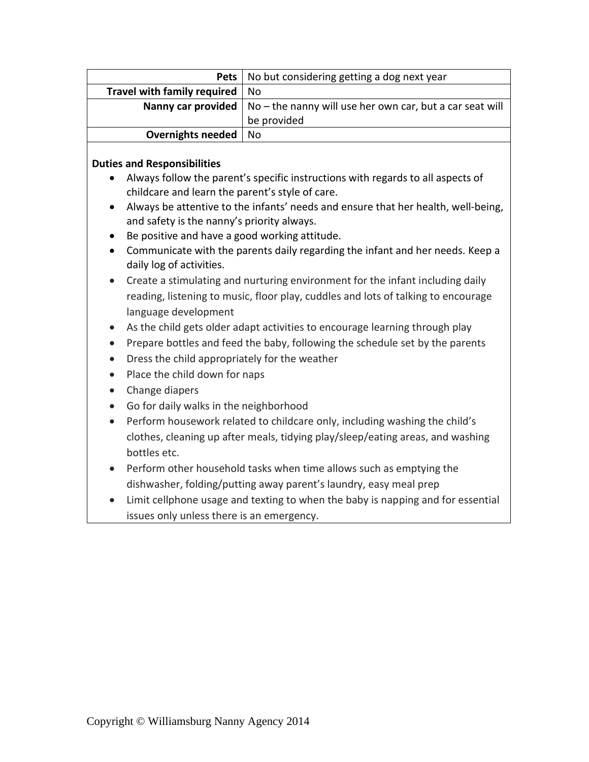| | |
|---|---|
| **Pets** | No but considering getting a dog next year |
| **Travel with family required** | No |
| **Nanny car provided** | No – the nanny will use her own car, but a car seat will be provided |
| **Overnights needed** | No |

**Duties and Responsibilities**

- Always follow the parent's specific instructions with regards to all aspects of childcare and learn the parent's style of care.
- Always be attentive to the infants' needs and ensure that her health, well-being, and safety is the nanny's priority always.
- Be positive and have a good working attitude.
- Communicate with the parents daily regarding the infant and her needs. Keep a daily log of activities.
- Create a stimulating and nurturing environment for the infant including daily reading, listening to music, floor play, cuddles and lots of talking to encourage language development
- As the child gets older adapt activities to encourage learning through play
- Prepare bottles and feed the baby, following the schedule set by the parents
- Dress the child appropriately for the weather
- Place the child down for naps
- Change diapers
- Go for daily walks in the neighborhood
- Perform housework related to childcare only, including washing the child's clothes, cleaning up after meals, tidying play/sleep/eating areas, and washing bottles etc.
- Perform other household tasks when time allows such as emptying the dishwasher, folding/putting away parent's laundry, easy meal prep
- Limit cellphone usage and texting to when the baby is napping and for essential issues only unless there is an emergency.

Copyright © Williamsburg Nanny Agency 2014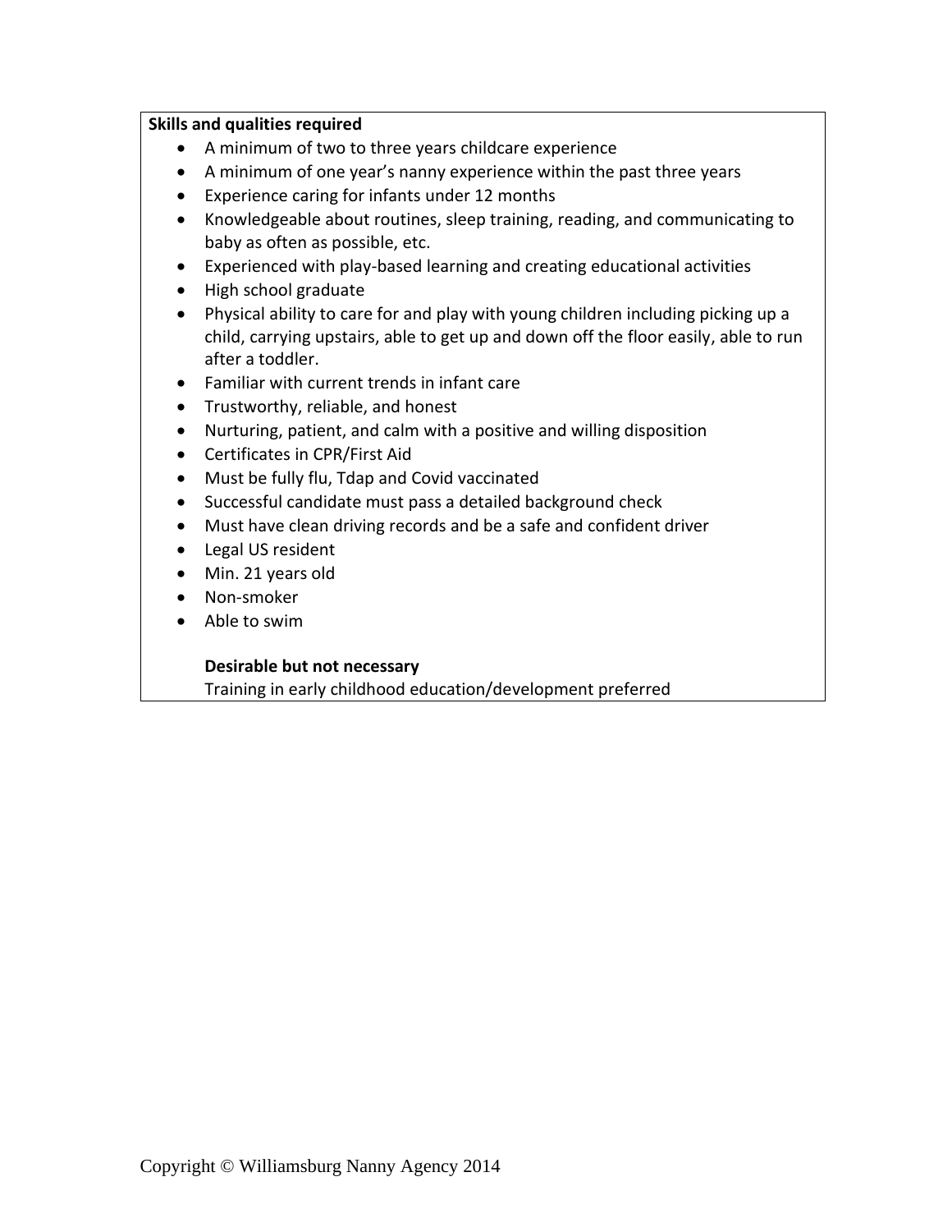**Skills and qualities required**

- A minimum of two to three years childcare experience
- A minimum of one year's nanny experience within the past three years
- Experience caring for infants under 12 months
- Knowledgeable about routines, sleep training, reading, and communicating to baby as often as possible, etc.
- Experienced with play-based learning and creating educational activities
- High school graduate
- Physical ability to care for and play with young children including picking up a child, carrying upstairs, able to get up and down off the floor easily, able to run after a toddler.
- Familiar with current trends in infant care
- Trustworthy, reliable, and honest
- Nurturing, patient, and calm with a positive and willing disposition
- Certificates in CPR/First Aid
- Must be fully flu, Tdap and Covid vaccinated
- Successful candidate must pass a detailed background check
- Must have clean driving records and be a safe and confident driver
- Legal US resident
- Min. 21 years old
- Non-smoker
- Able to swim

**Desirable but not necessary**

Training in early childhood education/development preferred

Copyright © Williamsburg Nanny Agency 2014